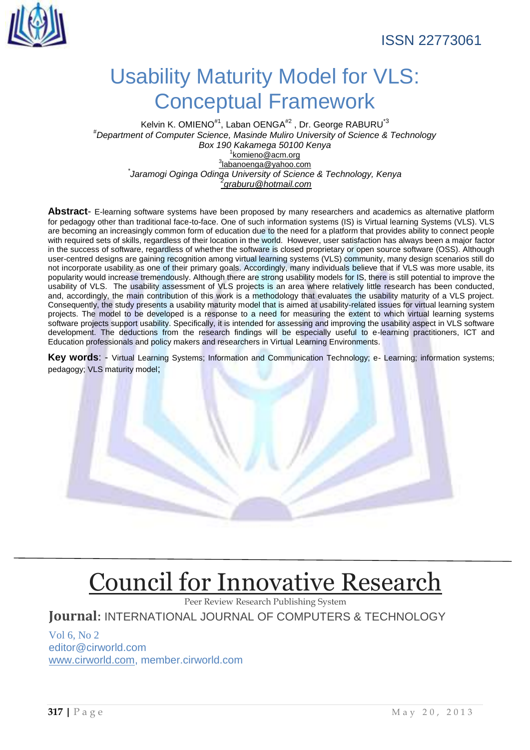ISSN 22773061

# Usability Maturity Model for VLS: Conceptual Framework

Kelvin K. OMIENO[#1], Laban OENGA[#2] , Dr. George RABURU[*3]

[#]*Department of Computer Science, Masinde Muliro University of Science & Technology*
*Box 190 Kakamega 50100 Kenya*
[1]komieno@acm.org
[3]labanoenga@yahoo.com
[*]*Jaramogi Oginga Odinga University of Science & Technology, Kenya*
[2]*graburu@hotmail.com*

**Abstract**- E-learning software systems have been proposed by many researchers and academics as alternative platform for pedagogy other than traditional face-to-face. One of such information systems (IS) is Virtual learning Systems (VLS). VLS are becoming an increasingly common form of education due to the need for a platform that provides ability to connect people with required sets of skills, regardless of their location in the world. However, user satisfaction has always been a major factor in the success of software, regardless of whether the software is closed proprietary or open source software (OSS). Although user-centred designs are gaining recognition among virtual learning systems (VLS) community, many design scenarios still do not incorporate usability as one of their primary goals. Accordingly, many individuals believe that if VLS was more usable, its popularity would increase tremendously. Although there are strong usability models for IS, there is still potential to improve the usability of VLS. The usability assessment of VLS projects is an area where relatively little research has been conducted, and, accordingly, the main contribution of this work is a methodology that evaluates the usability maturity of a VLS project. Consequently, the study presents a usability maturity model that is aimed at usability-related issues for virtual learning system projects. The model to be developed is a response to a need for measuring the extent to which virtual learning systems software projects support usability. Specifically, it is intended for assessing and improving the usability aspect in VLS software development. The deductions from the research findings will be especially useful to e-learning practitioners, ICT and Education professionals and policy makers and researchers in Virtual Learning Environments.

**Key words**: - Virtual Learning Systems; Information and Communication Technology; e- Learning; information systems; pedagogy; VLS maturity model;

# Council for Innovative Research

Peer Review Research Publishing System

**Journal**: INTERNATIONAL JOURNAL OF COMPUTERS & TECHNOLOGY

Vol 6, No 2
editor@cirworld.com
www.cirworld.com, member.cirworld.com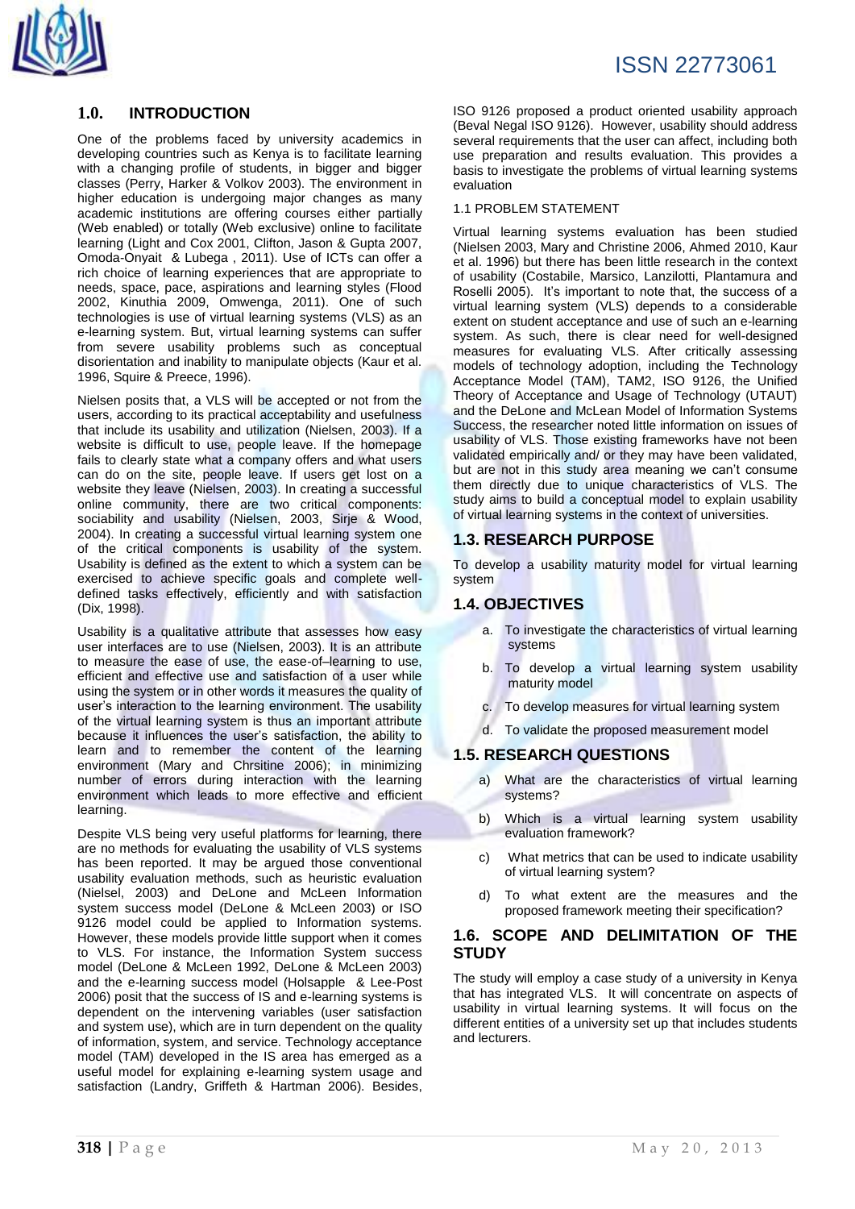## 1.0. INTRODUCTION

One of the problems faced by university academics in developing countries such as Kenya is to facilitate learning with a changing profile of students, in bigger and bigger classes (Perry, Harker & Volkov 2003). The environment in higher education is undergoing major changes as many academic institutions are offering courses either partially (Web enabled) or totally (Web exclusive) online to facilitate learning (Light and Cox 2001, Clifton, Jason & Gupta 2007, Omoda-Onyait & Lubega , 2011). Use of ICTs can offer a rich choice of learning experiences that are appropriate to needs, space, pace, aspirations and learning styles (Flood 2002, Kinuthia 2009, Omwenga, 2011). One of such technologies is use of virtual learning systems (VLS) as an e-learning system. But, virtual learning systems can suffer from severe usability problems such as conceptual disorientation and inability to manipulate objects (Kaur et al. 1996, Squire & Preece, 1996).

Nielsen posits that, a VLS will be accepted or not from the users, according to its practical acceptability and usefulness that include its usability and utilization (Nielsen, 2003). If a website is difficult to use, people leave. If the homepage fails to clearly state what a company offers and what users can do on the site, people leave. If users get lost on a website they leave (Nielsen, 2003). In creating a successful online community, there are two critical components: sociability and usability (Nielsen, 2003, Sirje & Wood, 2004). In creating a successful virtual learning system one of the critical components is usability of the system. Usability is defined as the extent to which a system can be exercised to achieve specific goals and complete well-defined tasks effectively, efficiently and with satisfaction (Dix, 1998).

Usability is a qualitative attribute that assesses how easy user interfaces are to use (Nielsen, 2003). It is an attribute to measure the ease of use, the ease-of–learning to use, efficient and effective use and satisfaction of a user while using the system or in other words it measures the quality of user's interaction to the learning environment. The usability of the virtual learning system is thus an important attribute because it influences the user's satisfaction, the ability to learn and to remember the content of the learning environment (Mary and Chrsitine 2006); in minimizing number of errors during interaction with the learning environment which leads to more effective and efficient learning.

Despite VLS being very useful platforms for learning, there are no methods for evaluating the usability of VLS systems has been reported. It may be argued those conventional usability evaluation methods, such as heuristic evaluation (Nielsel, 2003) and DeLone and McLeen Information system success model (DeLone & McLeen 2003) or ISO 9126 model could be applied to Information systems. However, these models provide little support when it comes to VLS. For instance, the Information System success model (DeLone & McLeen 1992, DeLone & McLeen 2003) and the e-learning success model (Holsapple & Lee-Post 2006) posit that the success of IS and e-learning systems is dependent on the intervening variables (user satisfaction and system use), which are in turn dependent on the quality of information, system, and service. Technology acceptance model (TAM) developed in the IS area has emerged as a useful model for explaining e-learning system usage and satisfaction (Landry, Griffeth & Hartman 2006). Besides, ISO 9126 proposed a product oriented usability approach (Beval Negal ISO 9126). However, usability should address several requirements that the user can affect, including both use preparation and results evaluation. This provides a basis to investigate the problems of virtual learning systems evaluation

### 1.1 PROBLEM STATEMENT

Virtual learning systems evaluation has been studied (Nielsen 2003, Mary and Christine 2006, Ahmed 2010, Kaur et al. 1996) but there has been little research in the context of usability (Costabile, Marsico, Lanzilotti, Plantamura and Roselli 2005). It's important to note that, the success of a virtual learning system (VLS) depends to a considerable extent on student acceptance and use of such an e-learning system. As such, there is clear need for well-designed measures for evaluating VLS. After critically assessing models of technology adoption, including the Technology Acceptance Model (TAM), TAM2, ISO 9126, the Unified Theory of Acceptance and Usage of Technology (UTAUT) and the DeLone and McLean Model of Information Systems Success, the researcher noted little information on issues of usability of VLS. Those existing frameworks have not been validated empirically and/ or they may have been validated, but are not in this study area meaning we can't consume them directly due to unique characteristics of VLS. The study aims to build a conceptual model to explain usability of virtual learning systems in the context of universities.

## 1.3. RESEARCH PURPOSE

To develop a usability maturity model for virtual learning system

## 1.4. OBJECTIVES

a. To investigate the characteristics of virtual learning systems

b. To develop a virtual learning system usability maturity model

c. To develop measures for virtual learning system

d. To validate the proposed measurement model

## 1.5. RESEARCH QUESTIONS

a) What are the characteristics of virtual learning systems?

b) Which is a virtual learning system usability evaluation framework?

c) What metrics that can be used to indicate usability of virtual learning system?

d) To what extent are the measures and the proposed framework meeting their specification?

## 1.6. SCOPE AND DELIMITATION OF THE STUDY

The study will employ a case study of a university in Kenya that has integrated VLS. It will concentrate on aspects of usability in virtual learning systems. It will focus on the different entities of a university set up that includes students and lecturers.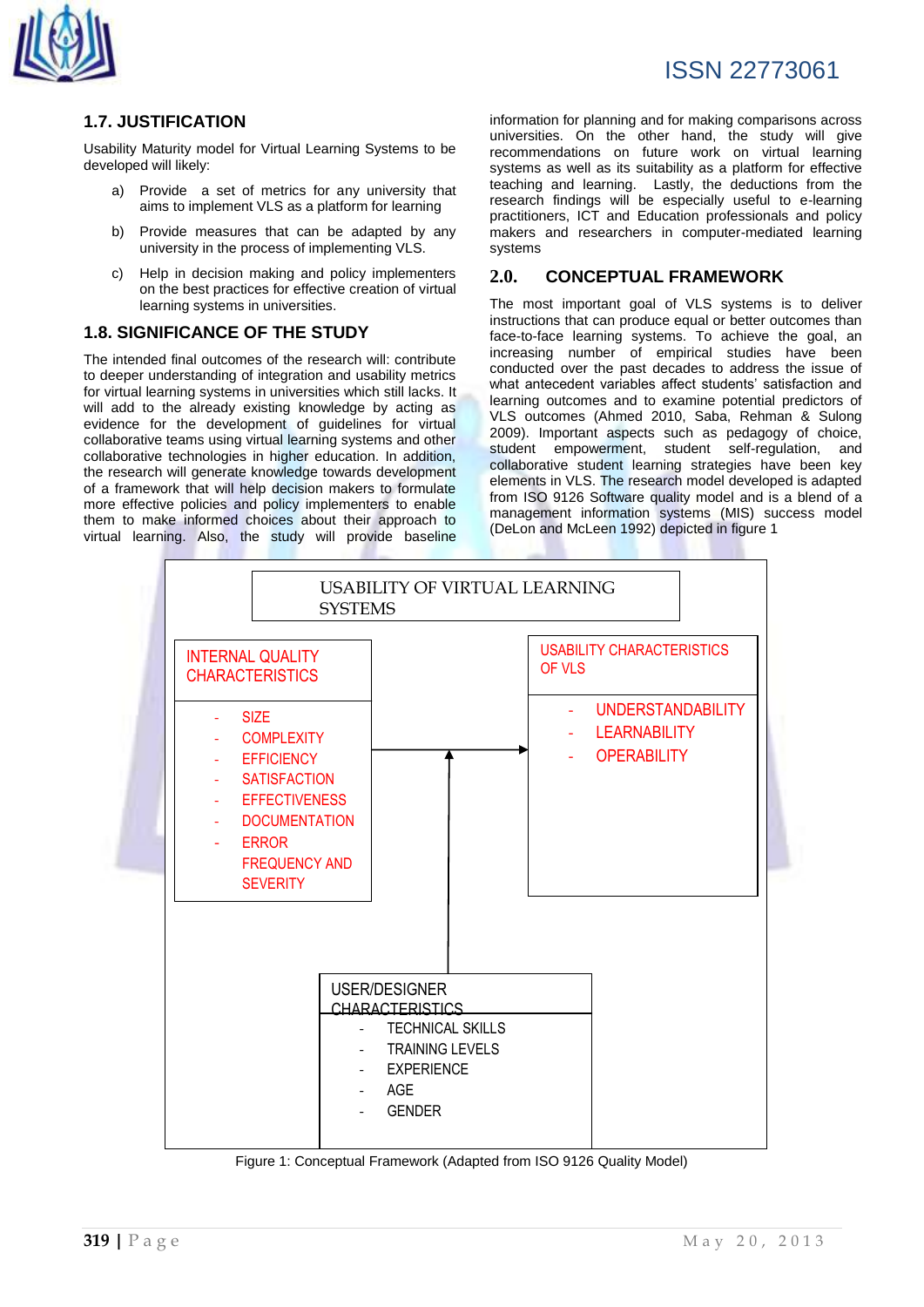## 1.7. JUSTIFICATION

Usability Maturity model for Virtual Learning Systems to be developed will likely:

a) Provide a set of metrics for any university that aims to implement VLS as a platform for learning

b) Provide measures that can be adapted by any university in the process of implementing VLS.

c) Help in decision making and policy implementers on the best practices for effective creation of virtual learning systems in universities.

## 1.8. SIGNIFICANCE OF THE STUDY

The intended final outcomes of the research will: contribute to deeper understanding of integration and usability metrics for virtual learning systems in universities which still lacks. It will add to the already existing knowledge by acting as evidence for the development of guidelines for virtual collaborative teams using virtual learning systems and other collaborative technologies in higher education. In addition, the research will generate knowledge towards development of a framework that will help decision makers to formulate more effective policies and policy implementers to enable them to make informed choices about their approach to virtual learning. Also, the study will provide baseline information for planning and for making comparisons across universities. On the other hand, the study will give recommendations on future work on virtual learning systems as well as its suitability as a platform for effective teaching and learning. Lastly, the deductions from the research findings will be especially useful to e-learning practitioners, ICT and Education professionals and policy makers and researchers in computer-mediated learning systems

## 2.0. CONCEPTUAL FRAMEWORK

The most important goal of VLS systems is to deliver instructions that can produce equal or better outcomes than face-to-face learning systems. To achieve the goal, an increasing number of empirical studies have been conducted over the past decades to address the issue of what antecedent variables affect students' satisfaction and learning outcomes and to examine potential predictors of VLS outcomes (Ahmed 2010, Saba, Rehman & Sulong 2009). Important aspects such as pedagogy of choice, student empowerment, student self-regulation, and collaborative student learning strategies have been key elements in VLS. The research model developed is adapted from ISO 9126 Software quality model and is a blend of a management information systems (MIS) success model (DeLon and McLeen 1992) depicted in figure 1

USABILITY OF VIRTUAL LEARNING SYSTEMS

INTERNAL QUALITY CHARACTERISTICS
- SIZE
- COMPLEXITY
- EFFICIENCY
- SATISFACTION
- EFFECTIVENESS
- DOCUMENTATION
- ERROR FREQUENCY AND SEVERITY

USABILITY CHARACTERISTICS OF VLS
- UNDERSTANDABILITY
- LEARNABILITY
- OPERABILITY

USER/DESIGNER CHARACTERISTICS
- TECHNICAL SKILLS
- TRAINING LEVELS
- EXPERIENCE
- AGE
- GENDER

Figure 1: Conceptual Framework (Adapted from ISO 9126 Quality Model)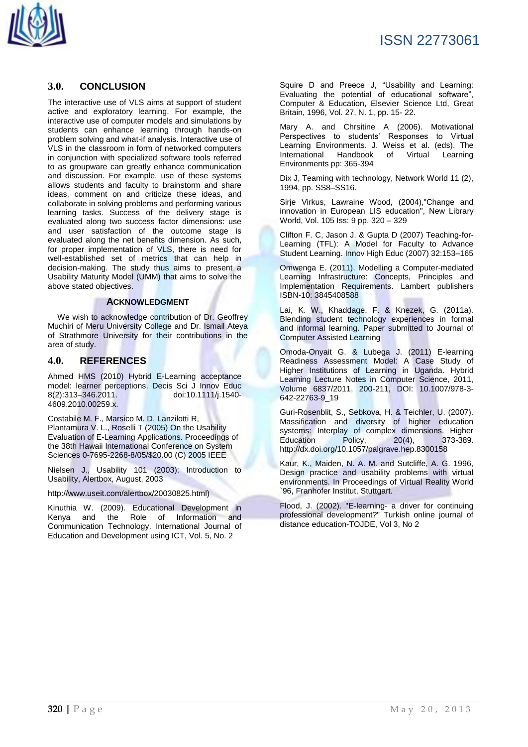## 3.0. CONCLUSION

The interactive use of VLS aims at support of student active and exploratory learning. For example, the interactive use of computer models and simulations by students can enhance learning through hands-on problem solving and what-if analysis. Interactive use of VLS in the classroom in form of networked computers in conjunction with specialized software tools referred to as groupware can greatly enhance communication and discussion. For example, use of these systems allows students and faculty to brainstorm and share ideas, comment on and criticize these ideas, and collaborate in solving problems and performing various learning tasks. Success of the delivery stage is evaluated along two success factor dimensions: use and user satisfaction of the outcome stage is evaluated along the net benefits dimension. As such, for proper implementation of VLS, there is need for well-established set of metrics that can help in decision-making. The study thus aims to present a Usability Maturity Model (UMM) that aims to solve the above stated objectives.

### ACKNOWLEDGMENT

We wish to acknowledge contribution of Dr. Geoffrey Muchiri of Meru University College and Dr. Ismail Ateya of Strathmore University for their contributions in the area of study.

## 4.0. REFERENCES

Ahmed HMS (2010) Hybrid E-Learning acceptance model: learner perceptions. Decis Sci J Innov Educ 8(2):313–346.2011. doi:10.1111/j.1540-4609.2010.00259.x.

Costabile M. F., Marsico M. D, Lanzilotti R, Plantamura V. L., Roselli T (2005) On the Usability Evaluation of E-Learning Applications. Proceedings of the 38th Hawaii International Conference on System Sciences 0-7695-2268-8/05/$20.00 (C) 2005 IEEE

Nielsen J., Usability 101 (2003): Introduction to Usability, Alertbox, August, 2003

http://www.useit.com/alertbox/20030825.html)

Kinuthia W. (2009). Educational Development in Kenya and the Role of Information and Communication Technology. International Journal of Education and Development using ICT, Vol. 5, No. 2

Squire D and Preece J, "Usability and Learning: Evaluating the potential of educational software", Computer & Education, Elsevier Science Ltd, Great Britain, 1996, Vol. 27, N. 1, pp. 15- 22.

Mary A. and Chrsitine A (2006). Motivational Perspectives to students' Responses to Virtual Learning Environments. J. Weiss et al. (eds). The International Handbook of Virtual Learning Environments pp: 365-394

Dix J, Teaming with technology, Network World 11 (2), 1994, pp. SS8–SS16.

Sirje Virkus, Lawraine Wood, (2004),"Change and innovation in European LIS education", New Library World, Vol. 105 Iss: 9 pp. 320 – 329

Clifton F. C, Jason J. & Gupta D (2007) Teaching-for-Learning (TFL): A Model for Faculty to Advance Student Learning. Innov High Educ (2007) 32:153–165

Omwenga E. (2011). Modelling a Computer-mediated Learning Infrastructure: Concepts, Principles and Implementation Requirements. Lambert publishers ISBN-10: 3845408588

Lai, K. W., Khaddage, F. & Knezek, G. (2011a). Blending student technology experiences in formal and informal learning. Paper submitted to Journal of Computer Assisted Learning

Omoda-Onyait G. & Lubega J. (2011) E-learning Readiness Assessment Model: A Case Study of Higher Institutions of Learning in Uganda. Hybrid Learning Lecture Notes in Computer Science, 2011, Volume 6837/2011, 200-211, DOI: 10.1007/978-3-642-22763-9_19

Guri-Rosenblit, S., Sebkova, H. & Teichler, U. (2007). Massification and diversity of higher education systems: Interplay of complex dimensions. Higher Education Policy, 20(4), 373-389. http://dx.doi.org/10.1057/palgrave.hep.8300158

Kaur, K., Maiden, N. A. M. and Sutcliffe, A. G. 1996, Design practice and usability problems with virtual environments. In Proceedings of Virtual Reality World `96, Franhofer Institut, Stuttgart.

Flood, J. (2002). "E-learning- a driver for continuing professional development?" Turkish online journal of distance education-TOJDE, Vol 3, No 2